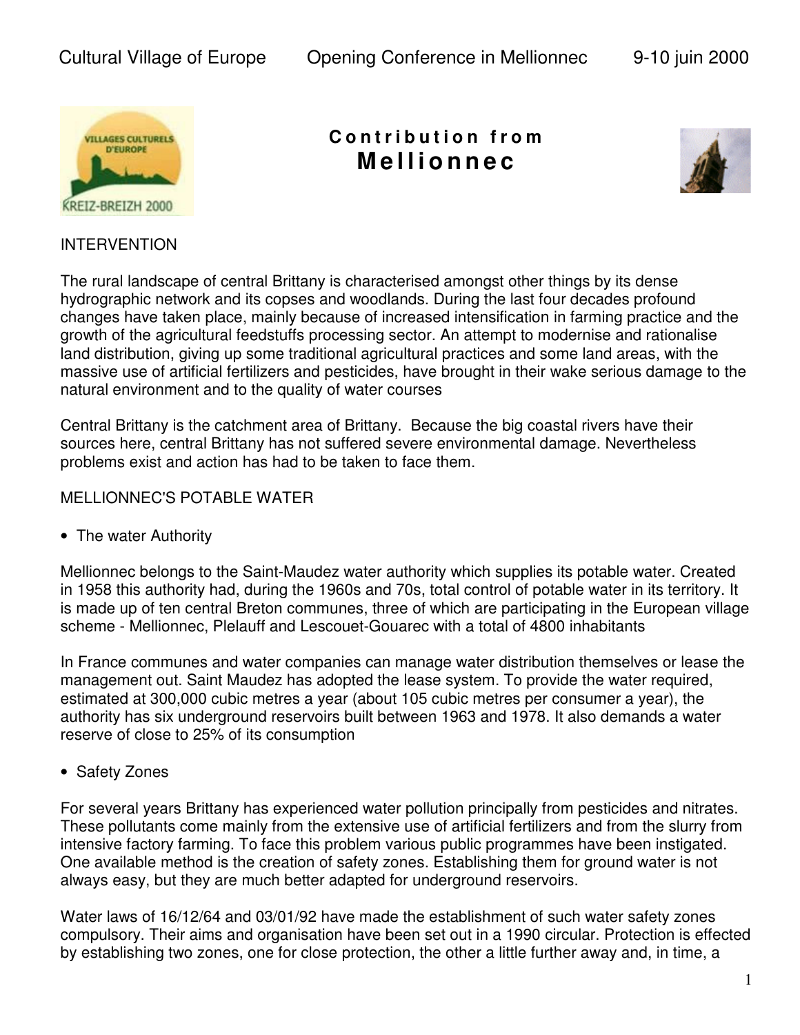# Contribution from Mellionnec

INTERVENTION

The rural landscape of central Brittany is characterised amongst other things by its dense hydrographic network and its copses and woodlands. During the last four decades profound changes have taken place, mainly because of increased intensification in farming practice and the growth of the agricultural feedstuffs processing sector. An attempt to modernise and rationalise land distribution, giving up some traditional agricultural practices and some land areas, with the massive use of artificial fertilizers and pesticides, have brought in their wake serious damage to the natural environment and to the quality of water courses

Central Brittany is the catchment area of Brittany. Because the big coastal rivers have their sources here, central Brittany has not suffered severe environmental damage. Nevertheless problems exist and action has had to be taken to face them.

MELLIONNEC'S POTABLE WATER

- The water Authority

Mellionnec belongs to the Saint-Maudez water authority which supplies its potable water. Created in 1958 this authority had, during the 1960s and 70s, total control of potable water in its territory. It is made up of ten central Breton communes, three of which are participating in the European village scheme - Mellionnec, Plelauff and Lescouet-Gouarec with a total of 4800 inhabitants

In France communes and water companies can manage water distribution themselves or lease the management out. Saint Maudez has adopted the lease system. To provide the water required, estimated at 300,000 cubic metres a year (about 105 cubic metres per consumer a year), the authority has six underground reservoirs built between 1963 and 1978. It also demands a water reserve of close to 25% of its consumption

- Safety Zones

For several years Brittany has experienced water pollution principally from pesticides and nitrates. These pollutants come mainly from the extensive use of artificial fertilizers and from the slurry from intensive factory farming. To face this problem various public programmes have been instigated. One available method is the creation of safety zones. Establishing them for ground water is not always easy, but they are much better adapted for underground reservoirs.

Water laws of 16/12/64 and 03/01/92 have made the establishment of such water safety zones compulsory. Their aims and organisation have been set out in a 1990 circular. Protection is effected by establishing two zones, one for close protection, the other a little further away and, in time, a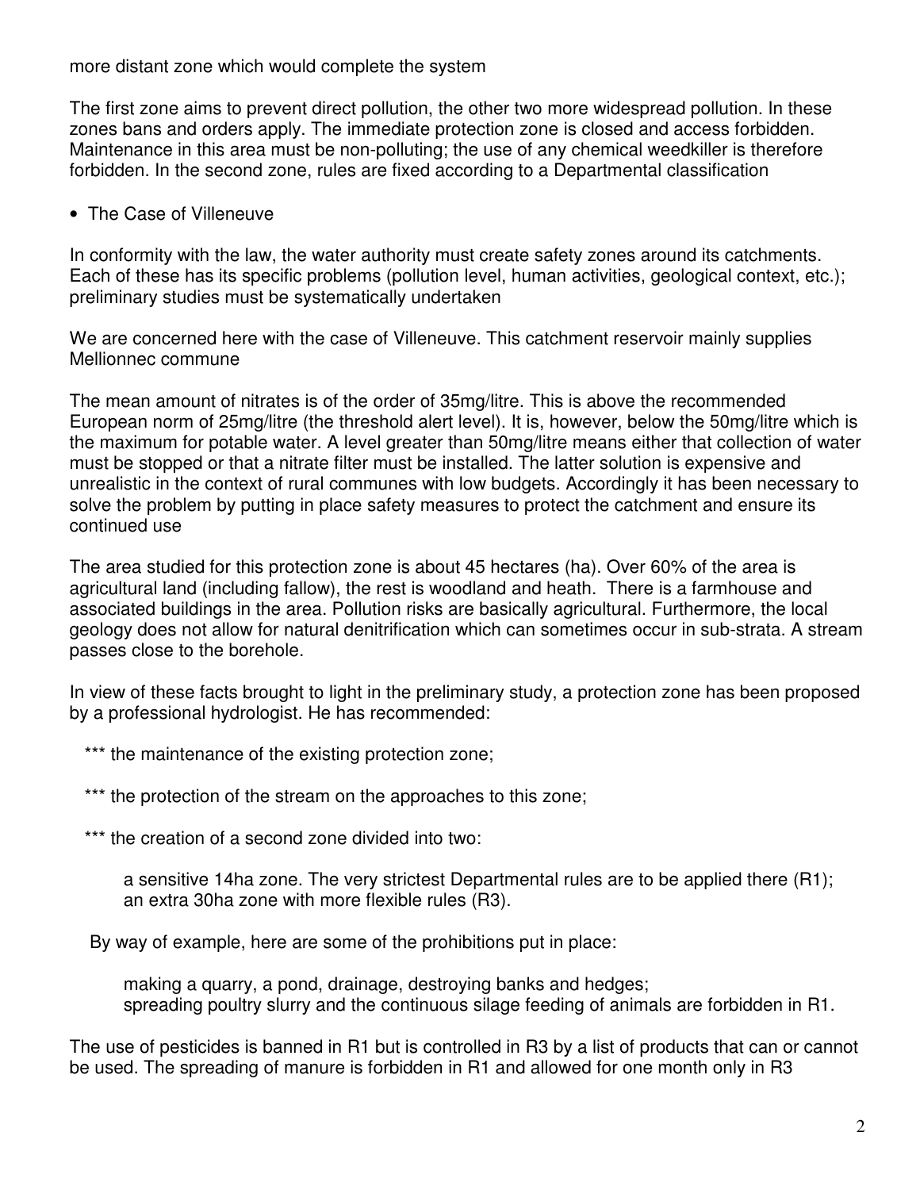more distant zone which would complete the system

The first zone aims to prevent direct pollution, the other two more widespread pollution. In these zones bans and orders apply. The immediate protection zone is closed and access forbidden. Maintenance in this area must be non-polluting; the use of any chemical weedkiller is therefore forbidden. In the second zone, rules are fixed according to a Departmental classification

- The Case of Villeneuve

In conformity with the law, the water authority must create safety zones around its catchments. Each of these has its specific problems (pollution level, human activities, geological context, etc.); preliminary studies must be systematically undertaken

We are concerned here with the case of Villeneuve. This catchment reservoir mainly supplies Mellionnec commune

The mean amount of nitrates is of the order of 35mg/litre. This is above the recommended European norm of 25mg/litre (the threshold alert level). It is, however, below the 50mg/litre which is the maximum for potable water. A level greater than 50mg/litre means either that collection of water must be stopped or that a nitrate filter must be installed. The latter solution is expensive and unrealistic in the context of rural communes with low budgets. Accordingly it has been necessary to solve the problem by putting in place safety measures to protect the catchment and ensure its continued use

The area studied for this protection zone is about 45 hectares (ha). Over 60% of the area is agricultural land (including fallow), the rest is woodland and heath. There is a farmhouse and associated buildings in the area. Pollution risks are basically agricultural. Furthermore, the local geology does not allow for natural denitrification which can sometimes occur in sub-strata. A stream passes close to the borehole.

In view of these facts brought to light in the preliminary study, a protection zone has been proposed by a professional hydrologist. He has recommended:

*** the maintenance of the existing protection zone;

*** the protection of the stream on the approaches to this zone;

*** the creation of a second zone divided into two:

a sensitive 14ha zone. The very strictest Departmental rules are to be applied there (R1);
an extra 30ha zone with more flexible rules (R3).

By way of example, here are some of the prohibitions put in place:

making a quarry, a pond, drainage, destroying banks and hedges;
spreading poultry slurry and the continuous silage feeding of animals are forbidden in R1.

The use of pesticides is banned in R1 but is controlled in R3 by a list of products that can or cannot be used. The spreading of manure is forbidden in R1 and allowed for one month only in R3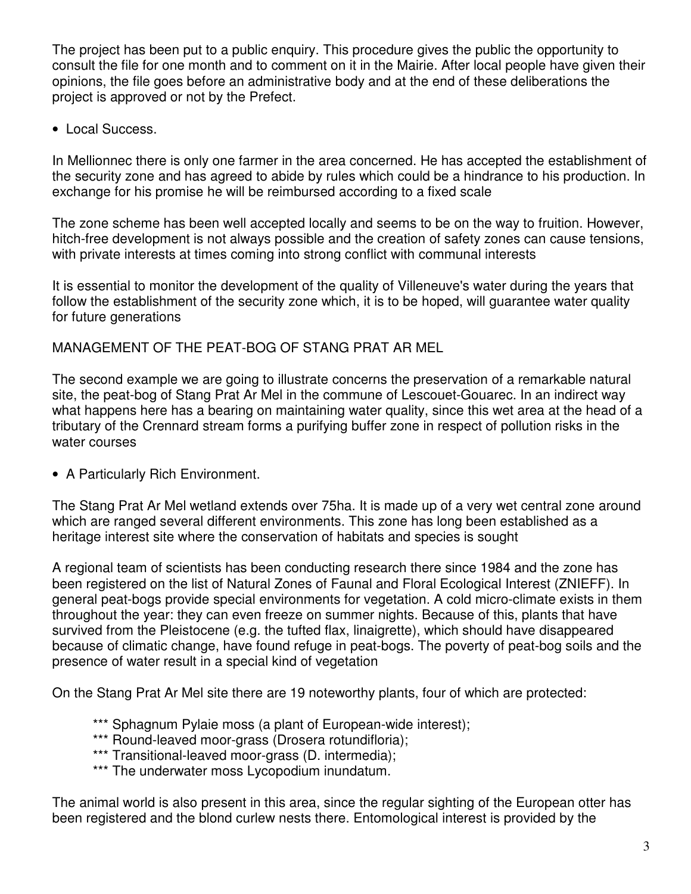The project has been put to a public enquiry. This procedure gives the public the opportunity to consult the file for one month and to comment on it in the Mairie. After local people have given their opinions, the file goes before an administrative body and at the end of these deliberations the project is approved or not by the Prefect.

- Local Success.

In Mellionnec there is only one farmer in the area concerned. He has accepted the establishment of the security zone and has agreed to abide by rules which could be a hindrance to his production. In exchange for his promise he will be reimbursed according to a fixed scale

The zone scheme has been well accepted locally and seems to be on the way to fruition. However, hitch-free development is not always possible and the creation of safety zones can cause tensions, with private interests at times coming into strong conflict with communal interests

It is essential to monitor the development of the quality of Villeneuve's water during the years that follow the establishment of the security zone which, it is to be hoped, will guarantee water quality for future generations

## MANAGEMENT OF THE PEAT-BOG OF STANG PRAT AR MEL

The second example we are going to illustrate concerns the preservation of a remarkable natural site, the peat-bog of Stang Prat Ar Mel in the commune of Lescouet-Gouarec. In an indirect way what happens here has a bearing on maintaining water quality, since this wet area at the head of a tributary of the Crennard stream forms a purifying buffer zone in respect of pollution risks in the water courses

- A Particularly Rich Environment.

The Stang Prat Ar Mel wetland extends over 75ha. It is made up of a very wet central zone around which are ranged several different environments. This zone has long been established as a heritage interest site where the conservation of habitats and species is sought

A regional team of scientists has been conducting research there since 1984 and the zone has been registered on the list of Natural Zones of Faunal and Floral Ecological Interest (ZNIEFF). In general peat-bogs provide special environments for vegetation. A cold micro-climate exists in them throughout the year: they can even freeze on summer nights. Because of this, plants that have survived from the Pleistocene (e.g. the tufted flax, linaigrette), which should have disappeared because of climatic change, have found refuge in peat-bogs. The poverty of peat-bog soils and the presence of water result in a special kind of vegetation

On the Stang Prat Ar Mel site there are 19 noteworthy plants, four of which are protected:

- *** Sphagnum Pylaie moss (a plant of European-wide interest);
- *** Round-leaved moor-grass (Drosera rotundifloria);
- *** Transitional-leaved moor-grass (D. intermedia);
- *** The underwater moss Lycopodium inundatum.

The animal world is also present in this area, since the regular sighting of the European otter has been registered and the blond curlew nests there. Entomological interest is provided by the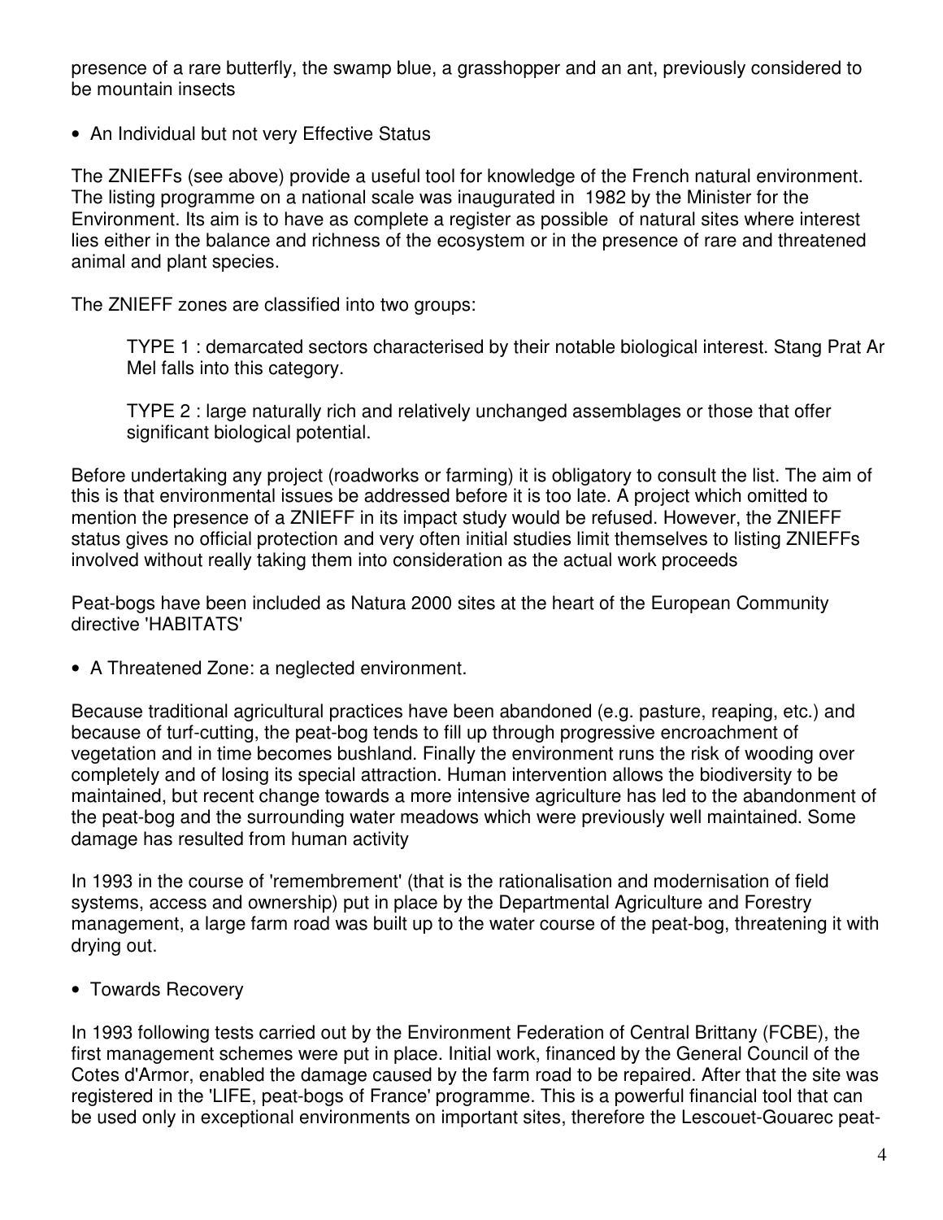presence of a rare butterfly, the swamp blue, a grasshopper and an ant, previously considered to be mountain insects

- An Individual but not very Effective Status

The ZNIEFFs (see above) provide a useful tool for knowledge of the French natural environment. The listing programme on a national scale was inaugurated in 1982 by the Minister for the Environment. Its aim is to have as complete a register as possible of natural sites where interest lies either in the balance and richness of the ecosystem or in the presence of rare and threatened animal and plant species.

The ZNIEFF zones are classified into two groups:

> TYPE 1 : demarcated sectors characterised by their notable biological interest. Stang Prat Ar Mel falls into this category.
>
> TYPE 2 : large naturally rich and relatively unchanged assemblages or those that offer significant biological potential.

Before undertaking any project (roadworks or farming) it is obligatory to consult the list. The aim of this is that environmental issues be addressed before it is too late. A project which omitted to mention the presence of a ZNIEFF in its impact study would be refused. However, the ZNIEFF status gives no official protection and very often initial studies limit themselves to listing ZNIEFFs involved without really taking them into consideration as the actual work proceeds

Peat-bogs have been included as Natura 2000 sites at the heart of the European Community directive 'HABITATS'

- A Threatened Zone: a neglected environment.

Because traditional agricultural practices have been abandoned (e.g. pasture, reaping, etc.) and because of turf-cutting, the peat-bog tends to fill up through progressive encroachment of vegetation and in time becomes bushland. Finally the environment runs the risk of wooding over completely and of losing its special attraction. Human intervention allows the biodiversity to be maintained, but recent change towards a more intensive agriculture has led to the abandonment of the peat-bog and the surrounding water meadows which were previously well maintained. Some damage has resulted from human activity

In 1993 in the course of 'remembrement' (that is the rationalisation and modernisation of field systems, access and ownership) put in place by the Departmental Agriculture and Forestry management, a large farm road was built up to the water course of the peat-bog, threatening it with drying out.

- Towards Recovery

In 1993 following tests carried out by the Environment Federation of Central Brittany (FCBE), the first management schemes were put in place. Initial work, financed by the General Council of the Cotes d'Armor, enabled the damage caused by the farm road to be repaired. After that the site was registered in the 'LIFE, peat-bogs of France' programme. This is a powerful financial tool that can be used only in exceptional environments on important sites, therefore the Lescouet-Gouarec peat-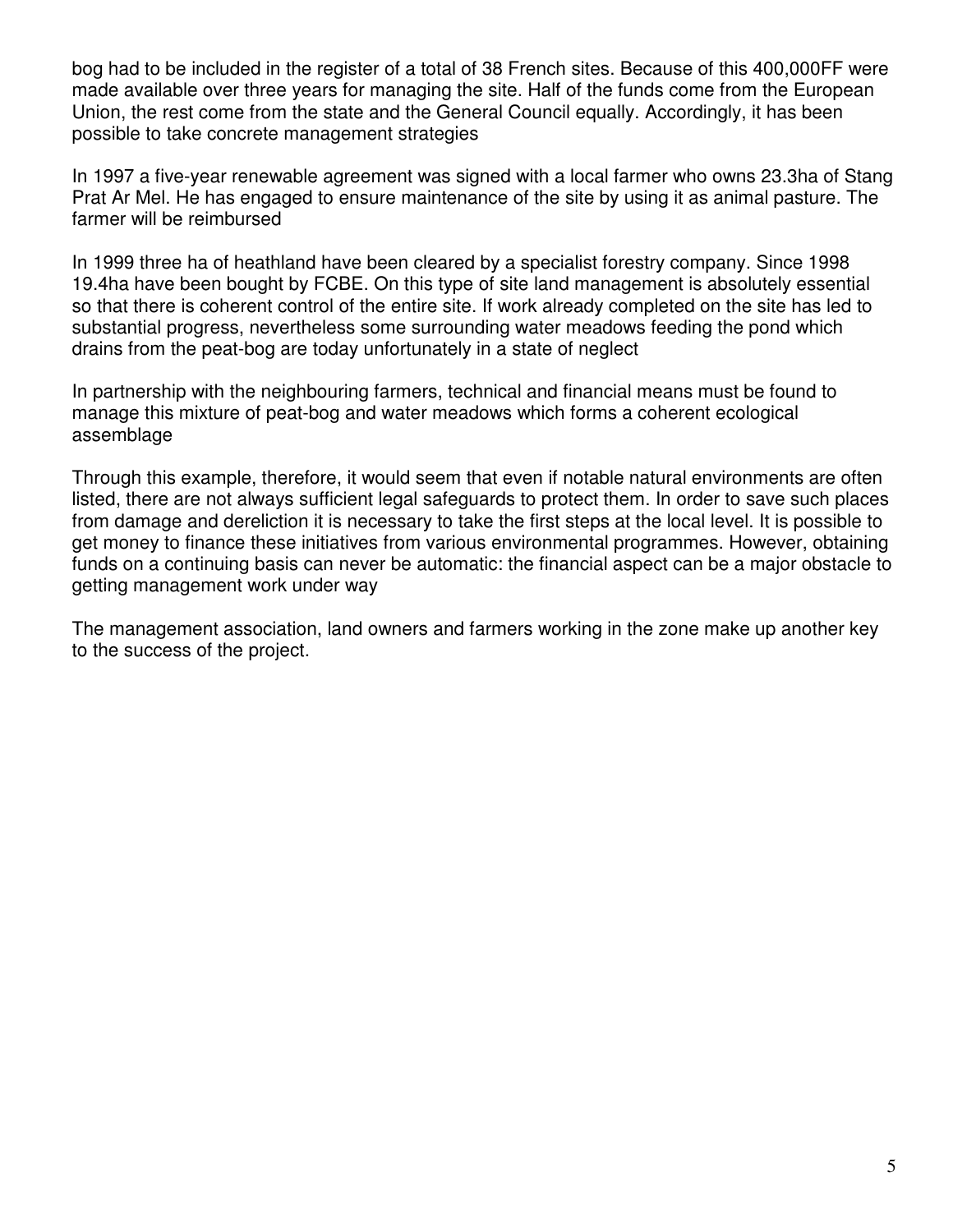bog had to be included in the register of a total of 38 French sites. Because of this 400,000FF were made available over three years for managing the site. Half of the funds come from the European Union, the rest come from the state and the General Council equally. Accordingly, it has been possible to take concrete management strategies

In 1997 a five-year renewable agreement was signed with a local farmer who owns 23.3ha of Stang Prat Ar Mel. He has engaged to ensure maintenance of the site by using it as animal pasture. The farmer will be reimbursed

In 1999 three ha of heathland have been cleared by a specialist forestry company. Since 1998 19.4ha have been bought by FCBE. On this type of site land management is absolutely essential so that there is coherent control of the entire site. If work already completed on the site has led to substantial progress, nevertheless some surrounding water meadows feeding the pond which drains from the peat-bog are today unfortunately in a state of neglect

In partnership with the neighbouring farmers, technical and financial means must be found to manage this mixture of peat-bog and water meadows which forms a coherent ecological assemblage

Through this example, therefore, it would seem that even if notable natural environments are often listed, there are not always sufficient legal safeguards to protect them. In order to save such places from damage and dereliction it is necessary to take the first steps at the local level. It is possible to get money to finance these initiatives from various environmental programmes. However, obtaining funds on a continuing basis can never be automatic: the financial aspect can be a major obstacle to getting management work under way

The management association, land owners and farmers working in the zone make up another key to the success of the project.